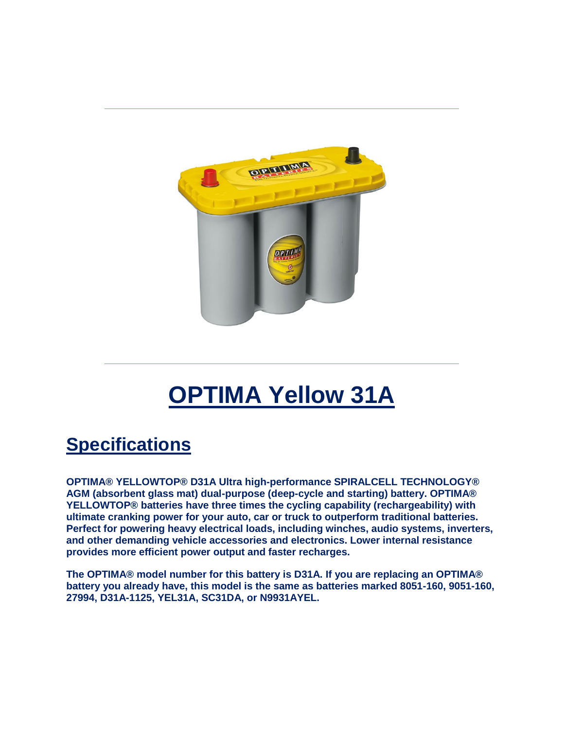# OPTIMA Yellow 31A

## Specifications

**OPTIMA® YELLOWTOP® D31A Ultra high-performance SPIRALCELL TECHNOLOGY® AGM (absorbent glass mat) dual-purpose (deep-cycle and starting) battery. OPTIMA® YELLOWTOP® batteries have three times the cycling capability (rechargeability) with ultimate cranking power for your auto, car or truck to outperform traditional batteries. Perfect for powering heavy electrical loads, including winches, audio systems, inverters, and other demanding vehicle accessories and electronics. Lower internal resistance provides more efficient power output and faster recharges.**

**The OPTIMA® model number for this battery is D31A. If you are replacing an OPTIMA® battery you already have, this model is the same as batteries marked 8051-160, 9051-160, 27994, D31A-1125, YEL31A, SC31DA, or N9931AYEL.**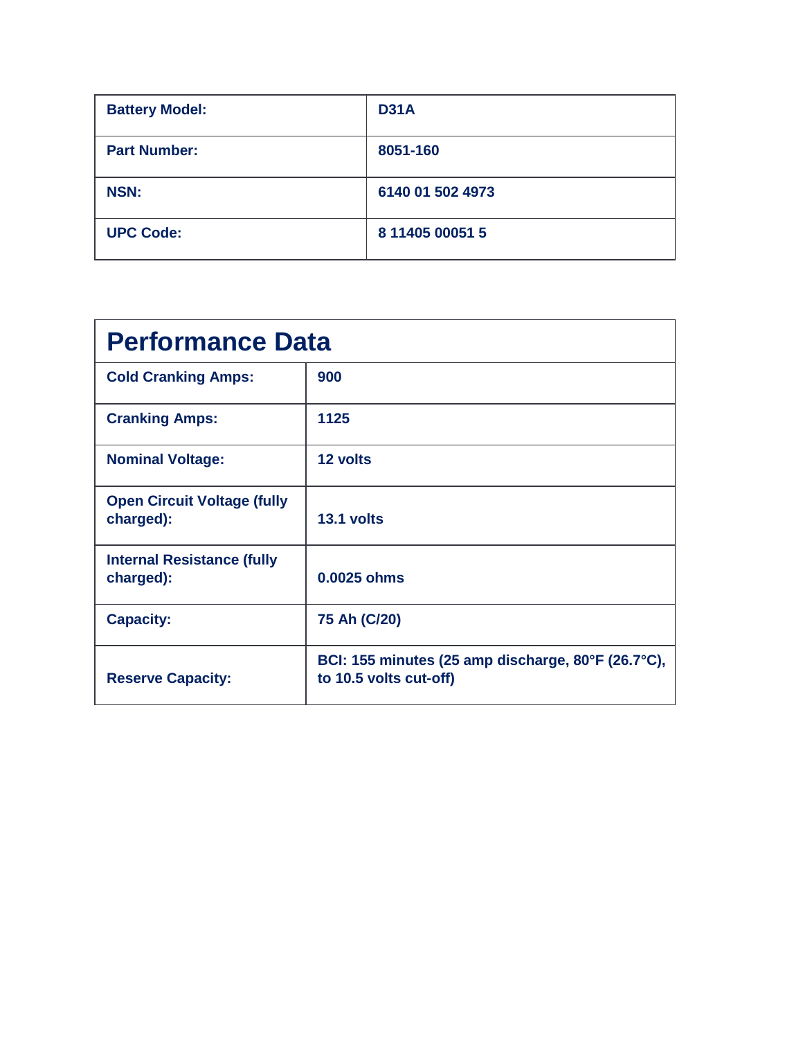| Battery Model: | D31A |
| --- | --- |
| Part Number: | 8051-160 |
| NSN: | 6140 01 502 4973 |
| UPC Code: | 8 11405 00051 5 |

## Performance Data

| Performance Data | |
| --- | --- |
| Cold Cranking Amps: | 900 |
| Cranking Amps: | 1125 |
| Nominal Voltage: | 12 volts |
| Open Circuit Voltage (fully charged): | 13.1 volts |
| Internal Resistance (fully charged): | 0.0025 ohms |
| Capacity: | 75 Ah (C/20) |
| Reserve Capacity: | BCI: 155 minutes (25 amp discharge, 80°F (26.7°C), to 10.5 volts cut-off) |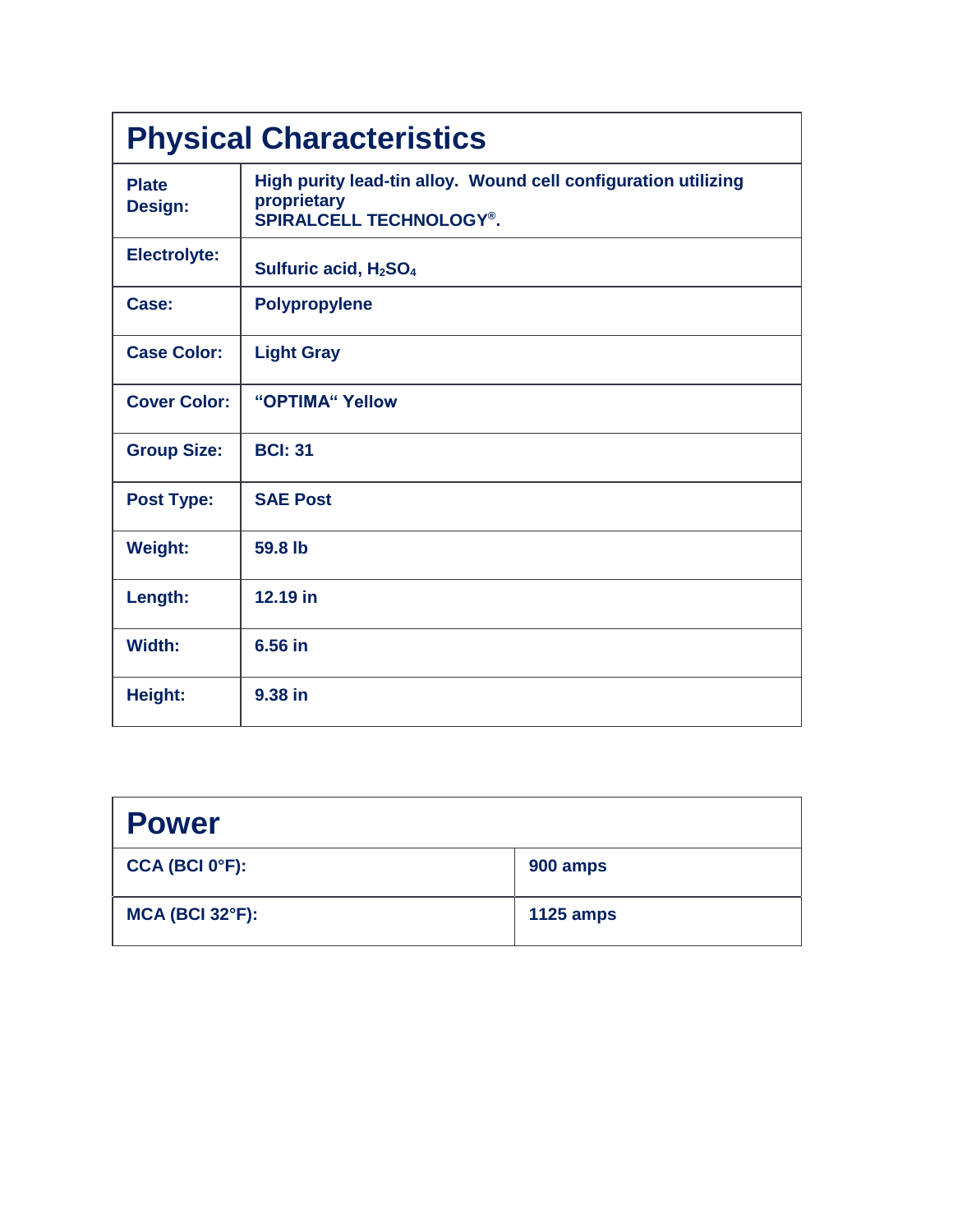| Physical Characteristics | |
|---|---|
| **Plate Design:** | **High purity lead-tin alloy. Wound cell configuration utilizing proprietary SPIRALCELL TECHNOLOGY®.** |
| **Electrolyte:** | **Sulfuric acid, $H_2SO_4$** |
| **Case:** | **Polypropylene** |
| **Case Color:** | **Light Gray** |
| **Cover Color:** | **"OPTIMA" Yellow** |
| **Group Size:** | **BCI: 31** |
| **Post Type:** | **SAE Post** |
| **Weight:** | **59.8 lb** |
| **Length:** | **12.19 in** |
| **Width:** | **6.56 in** |
| **Height:** | **9.38 in** |

| Power | |
|---|---|
| **CCA (BCI 0°F):** | **900 amps** |
| **MCA (BCI 32°F):** | **1125 amps** |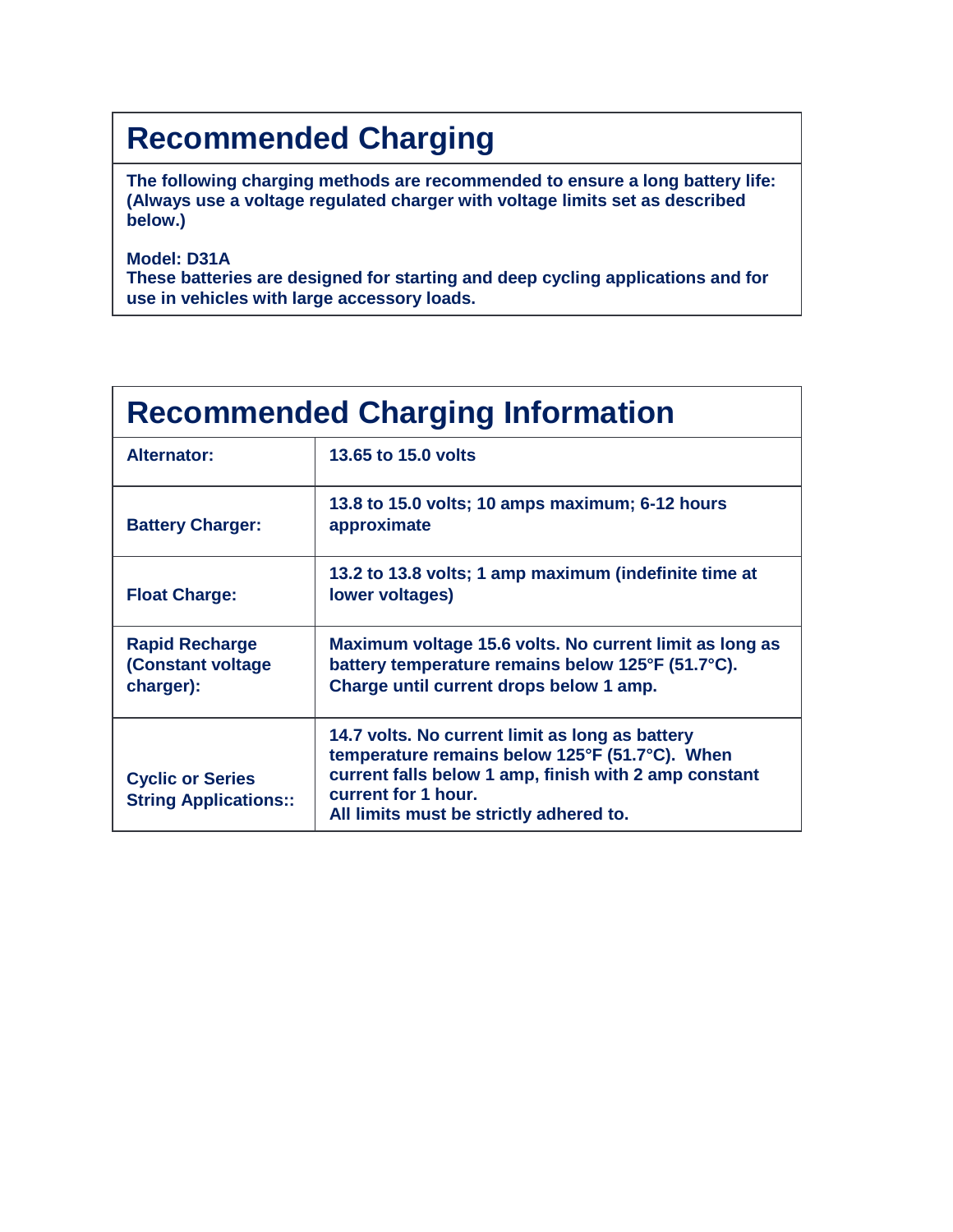# Recommended Charging

**The following charging methods are recommended to ensure a long battery life: (Always use a voltage regulated charger with voltage limits set as described below.)**

**Model: D31A**
**These batteries are designed for starting and deep cycling applications and for use in vehicles with large accessory loads.**

# Recommended Charging Information

| | |
|---|---|
| **Alternator:** | **13.65 to 15.0 volts** |
| **Battery Charger:** | **13.8 to 15.0 volts; 10 amps maximum; 6-12 hours approximate** |
| **Float Charge:** | **13.2 to 13.8 volts; 1 amp maximum (indefinite time at lower voltages)** |
| **Rapid Recharge (Constant voltage charger):** | **Maximum voltage 15.6 volts. No current limit as long as battery temperature remains below 125°F (51.7°C). Charge until current drops below 1 amp.** |
| **Cyclic or Series String Applications::** | **14.7 volts. No current limit as long as battery temperature remains below 125°F (51.7°C). When current falls below 1 amp, finish with 2 amp constant current for 1 hour. All limits must be strictly adhered to.** |